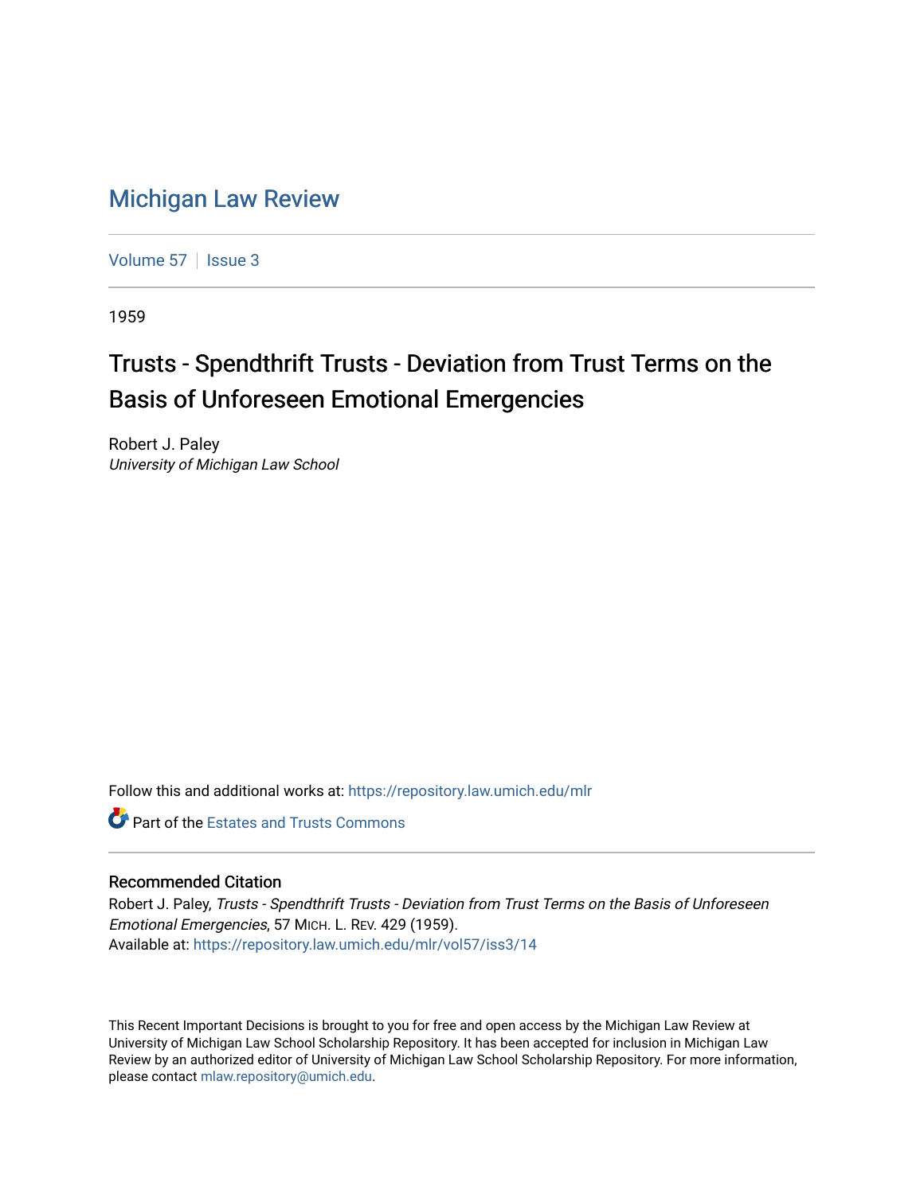# Michigan Law Review

Volume 57 | Issue 3

1959

## Trusts - Spendthrift Trusts - Deviation from Trust Terms on the Basis of Unforeseen Emotional Emergencies

Robert J. Paley
*University of Michigan Law School*

Follow this and additional works at: https://repository.law.umich.edu/mlr

Part of the Estates and Trusts Commons

### Recommended Citation

Robert J. Paley, *Trusts - Spendthrift Trusts - Deviation from Trust Terms on the Basis of Unforeseen Emotional Emergencies*, 57 MICH. L. REV. 429 (1959).
Available at: https://repository.law.umich.edu/mlr/vol57/iss3/14

This Recent Important Decisions is brought to you for free and open access by the Michigan Law Review at University of Michigan Law School Scholarship Repository. It has been accepted for inclusion in Michigan Law Review by an authorized editor of University of Michigan Law School Scholarship Repository. For more information, please contact mlaw.repository@umich.edu.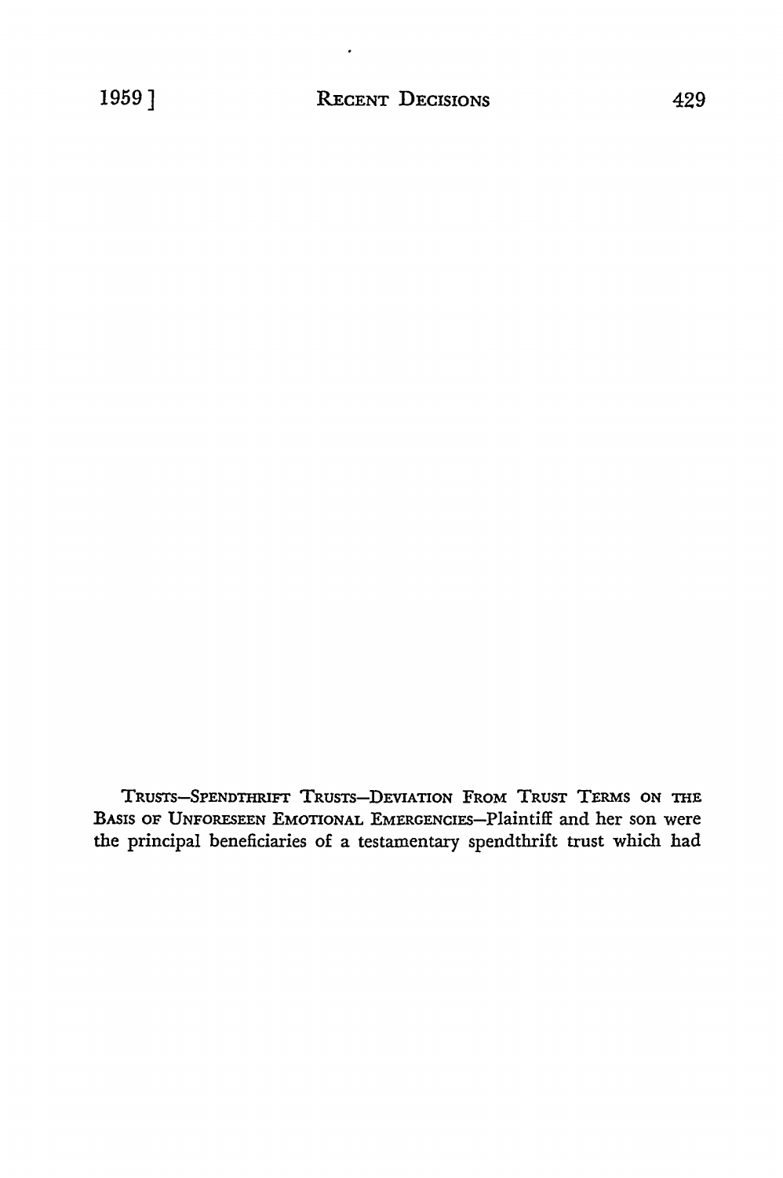TRUSTS—SPENDTHRIFT TRUSTS—DEVIATION FROM TRUST TERMS ON THE BASIS OF UNFORESEEN EMOTIONAL EMERGENCIES—Plaintiff and her son were the principal beneficiaries of a testamentary spendthrift trust which had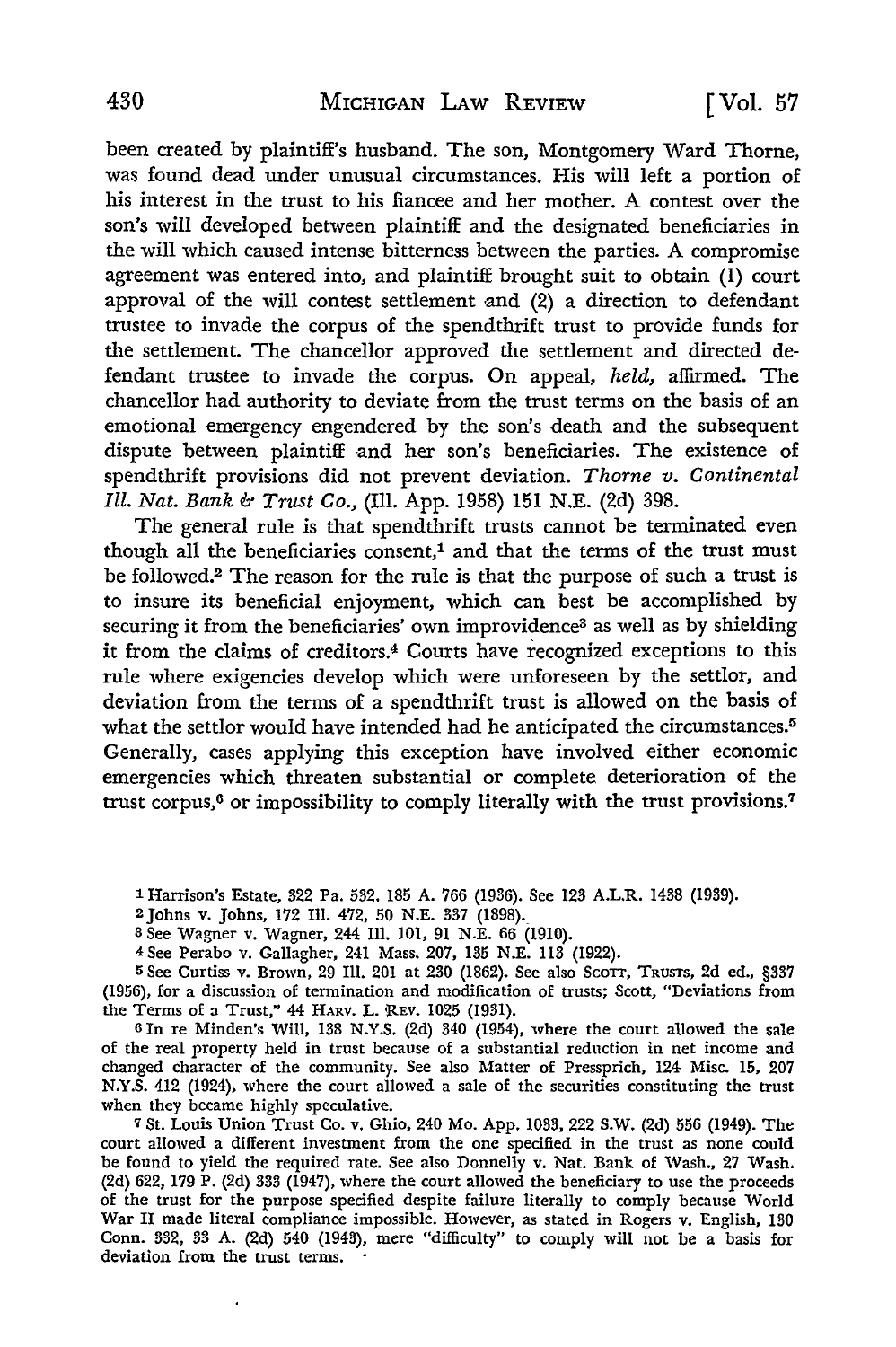been created by plaintiff's husband. The son, Montgomery Ward Thorne, was found dead under unusual circumstances. His will left a portion of his interest in the trust to his fiancee and her mother. A contest over the son's will developed between plaintiff and the designated beneficiaries in the will which caused intense bitterness between the parties. A compromise agreement was entered into, and plaintiff brought suit to obtain (1) court approval of the will contest settlement and (2) a direction to defendant trustee to invade the corpus of the spendthrift trust to provide funds for the settlement. The chancellor approved the settlement and directed defendant trustee to invade the corpus. On appeal, *held,* affirmed. The chancellor had authority to deviate from the trust terms on the basis of an emotional emergency engendered by the son's death and the subsequent dispute between plaintiff and her son's beneficiaries. The existence of spendthrift provisions did not prevent deviation. *Thorne v. Continental Ill. Nat. Bank & Trust Co.,* (Ill. App. 1958) 151 N.E. (2d) 398.

The general rule is that spendthrift trusts cannot be terminated even though all the beneficiaries consent,[1] and that the terms of the trust must be followed.[2] The reason for the rule is that the purpose of such a trust is to insure its beneficial enjoyment, which can best be accomplished by securing it from the beneficiaries' own improvidence[3] as well as by shielding it from the claims of creditors.[4] Courts have recognized exceptions to this rule where exigencies develop which were unforeseen by the settlor, and deviation from the terms of a spendthrift trust is allowed on the basis of what the settlor would have intended had he anticipated the circumstances.[5] Generally, cases applying this exception have involved either economic emergencies which threaten substantial or complete deterioration of the trust corpus,[6] or impossibility to comply literally with the trust provisions.[7]

---

[1] Harrison's Estate, 322 Pa. 532, 185 A. 766 (1936). See 123 A.L.R. 1438 (1939).

[2] Johns v. Johns, 172 Ill. 472, 50 N.E. 337 (1898).

[3] See Wagner v. Wagner, 244 Ill. 101, 91 N.E. 66 (1910).

[4] See Perabo v. Gallagher, 241 Mass. 207, 135 N.E. 113 (1922).

[5] See Curtiss v. Brown, 29 Ill. 201 at 230 (1862). See also SCOTT, TRUSTS, 2d ed., §337 (1956), for a discussion of termination and modification of trusts; Scott, "Deviations from the Terms of a Trust," 44 HARV. L. REV. 1025 (1931).

[6] In re Minden's Will, 138 N.Y.S. (2d) 340 (1954), where the court allowed the sale of the real property held in trust because of a substantial reduction in net income and changed character of the community. See also Matter of Pressprich, 124 Misc. 15, 207 N.Y.S. 412 (1924), where the court allowed a sale of the securities constituting the trust when they became highly speculative.

[7] St. Louis Union Trust Co. v. Ghio, 240 Mo. App. 1033, 222 S.W. (2d) 556 (1949). The court allowed a different investment from the one specified in the trust as none could be found to yield the required rate. See also Donnelly v. Nat. Bank of Wash., 27 Wash. (2d) 622, 179 P. (2d) 333 (1947), where the court allowed the beneficiary to use the proceeds of the trust for the purpose specified despite failure literally to comply because World War II made literal compliance impossible. However, as stated in Rogers v. English, 130 Conn. 332, 33 A. (2d) 540 (1943), mere "difficulty" to comply will not be a basis for deviation from the trust terms.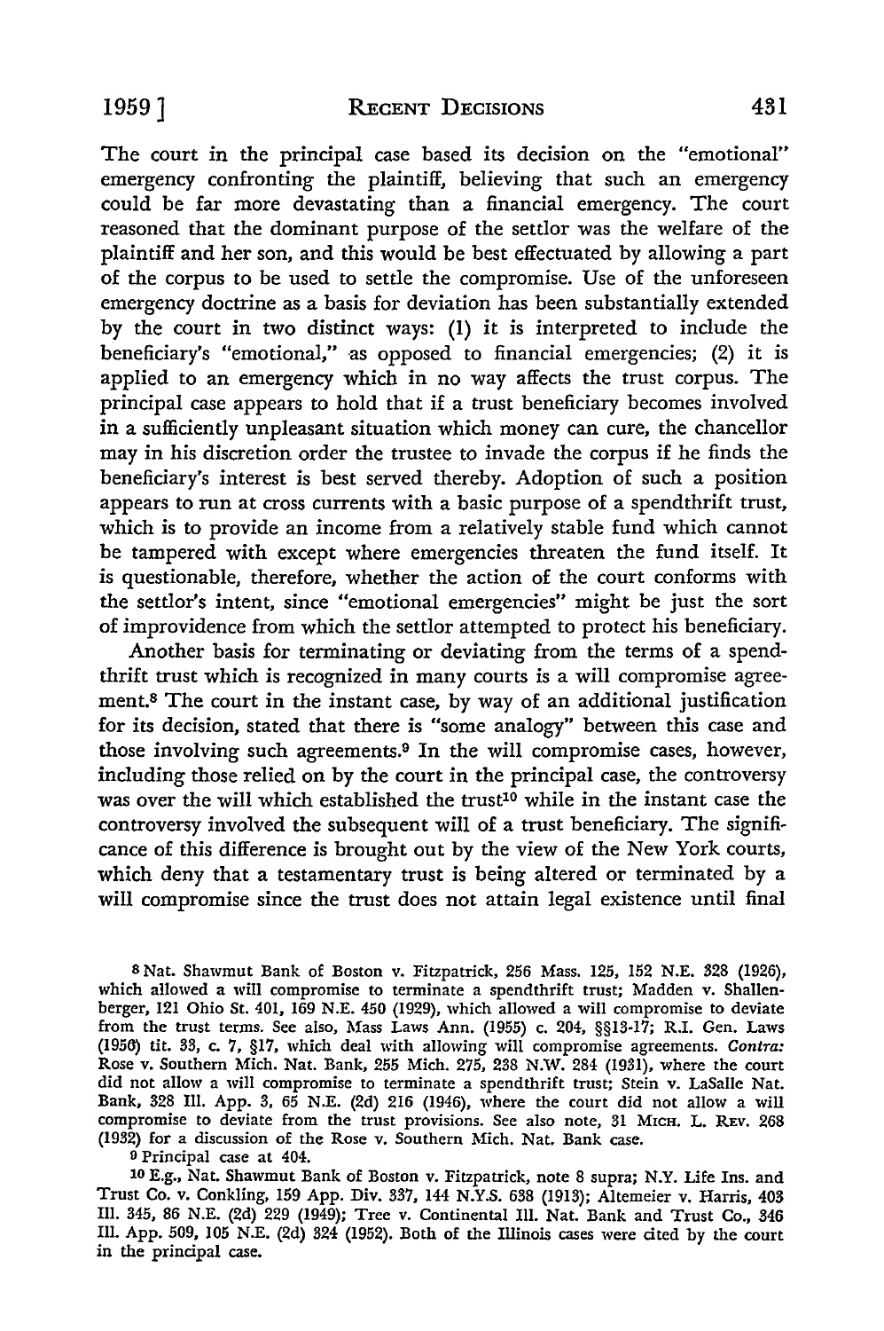The court in the principal case based its decision on the "emotional" emergency confronting the plaintiff, believing that such an emergency could be far more devastating than a financial emergency. The court reasoned that the dominant purpose of the settlor was the welfare of the plaintiff and her son, and this would be best effectuated by allowing a part of the corpus to be used to settle the compromise. Use of the unforeseen emergency doctrine as a basis for deviation has been substantially extended by the court in two distinct ways: (1) it is interpreted to include the beneficiary's "emotional," as opposed to financial emergencies; (2) it is applied to an emergency which in no way affects the trust corpus. The principal case appears to hold that if a trust beneficiary becomes involved in a sufficiently unpleasant situation which money can cure, the chancellor may in his discretion order the trustee to invade the corpus if he finds the beneficiary's interest is best served thereby. Adoption of such a position appears to run at cross currents with a basic purpose of a spendthrift trust, which is to provide an income from a relatively stable fund which cannot be tampered with except where emergencies threaten the fund itself. It is questionable, therefore, whether the action of the court conforms with the settlor's intent, since "emotional emergencies" might be just the sort of improvidence from which the settlor attempted to protect his beneficiary.

Another basis for terminating or deviating from the terms of a spendthrift trust which is recognized in many courts is a will compromise agreement.[8] The court in the instant case, by way of an additional justification for its decision, stated that there is "some analogy" between this case and those involving such agreements.[9] In the will compromise cases, however, including those relied on by the court in the principal case, the controversy was over the will which established the trust[10] while in the instant case the controversy involved the subsequent will of a trust beneficiary. The significance of this difference is brought out by the view of the New York courts, which deny that a testamentary trust is being altered or terminated by a will compromise since the trust does not attain legal existence until final

---

[8] Nat. Shawmut Bank of Boston v. Fitzpatrick, 256 Mass. 125, 152 N.E. 328 (1926), which allowed a will compromise to terminate a spendthrift trust; Madden v. Shallenberger, 121 Ohio St. 401, 169 N.E. 450 (1929), which allowed a will compromise to deviate from the trust terms. See also, Mass Laws Ann. (1955) c. 204, §§13-17; R.I. Gen. Laws (1956) tit. 33, c. 7, §17, which deal with allowing will compromise agreements. *Contra:* Rose v. Southern Mich. Nat. Bank, 255 Mich. 275, 238 N.W. 284 (1931), where the court did not allow a will compromise to terminate a spendthrift trust; Stein v. LaSalle Nat. Bank, 328 Ill. App. 3, 65 N.E. (2d) 216 (1946), where the court did not allow a will compromise to deviate from the trust provisions. See also note, 31 MICH. L. REV. 268 (1932) for a discussion of the Rose v. Southern Mich. Nat. Bank case.

[9] Principal case at 404.

[10] E.g., Nat. Shawmut Bank of Boston v. Fitzpatrick, note 8 supra; N.Y. Life Ins. and Trust Co. v. Conkling, 159 App. Div. 337, 144 N.Y.S. 638 (1913); Altemeier v. Harris, 403 Ill. 345, 86 N.E. (2d) 229 (1949); Tree v. Continental Ill. Nat. Bank and Trust Co., 346 Ill. App. 509, 105 N.E. (2d) 324 (1952). Both of the Illinois cases were cited by the court in the principal case.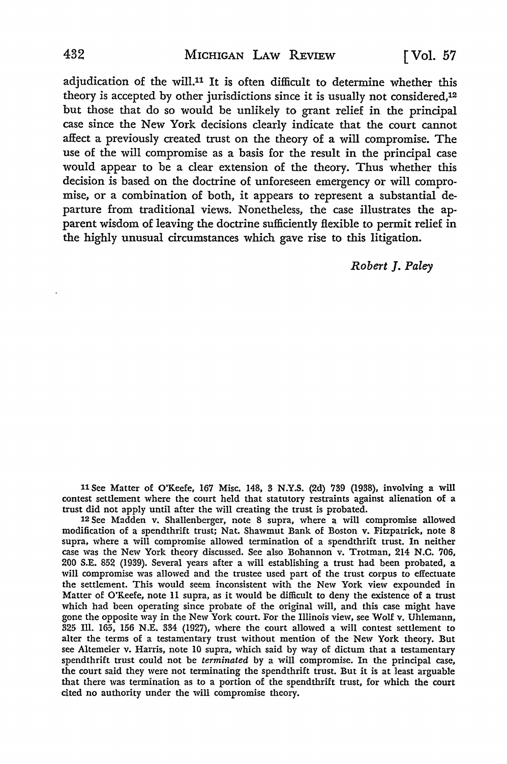adjudication of the will.[11] It is often difficult to determine whether this theory is accepted by other jurisdictions since it is usually not considered,[12] but those that do so would be unlikely to grant relief in the principal case since the New York decisions clearly indicate that the court cannot affect a previously created trust on the theory of a will compromise. The use of the will compromise as a basis for the result in the principal case would appear to be a clear extension of the theory. Thus whether this decision is based on the doctrine of unforeseen emergency or will compromise, or a combination of both, it appears to represent a substantial departure from traditional views. Nonetheless, the case illustrates the apparent wisdom of leaving the doctrine sufficiently flexible to permit relief in the highly unusual circumstances which gave rise to this litigation.

*Robert J. Paley*

---

[11] See Matter of O'Keefe, 167 Misc. 148, 3 N.Y.S. (2d) 739 (1938), involving a will contest settlement where the court held that statutory restraints against alienation of a trust did not apply until after the will creating the trust is probated.

[12] See Madden v. Shallenberger, note 8 supra, where a will compromise allowed modification of a spendthrift trust; Nat. Shawmut Bank of Boston v. Fitzpatrick, note 8 supra, where a will compromise allowed termination of a spendthrift trust. In neither case was the New York theory discussed. See also Bohannon v. Trotman, 214 N.C. 706, 200 S.E. 852 (1939). Several years after a will establishing a trust had been probated, a will compromise was allowed and the trustee used part of the trust corpus to effectuate the settlement. This would seem inconsistent with the New York view expounded in Matter of O'Keefe, note 11 supra, as it would be difficult to deny the existence of a trust which had been operating since probate of the original will, and this case might have gone the opposite way in the New York court. For the Illinois view, see Wolf v. Uhlemann, 325 Ill. 165, 156 N.E. 334 (1927), where the court allowed a will contest settlement to alter the terms of a testamentary trust without mention of the New York theory. But see Altemeier v. Harris, note 10 supra, which said by way of dictum that a testamentary spendthrift trust could not be *terminated* by a will compromise. In the principal case, the court said they were not terminating the spendthrift trust. But it is at least arguable that there was termination as to a portion of the spendthrift trust, for which the court cited no authority under the will compromise theory.